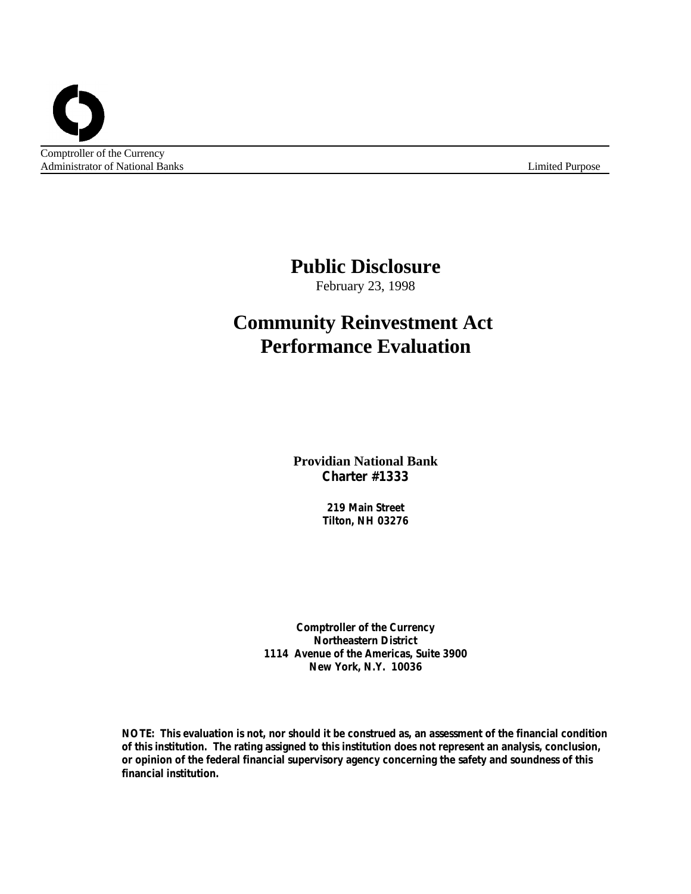Comptroller of the Currency
Administrator of National Banks

Limited Purpose

# Public Disclosure

February 23, 1998

# Community Reinvestment Act Performance Evaluation

**Providian National Bank**
**Charter #1333**

**219 Main Street**
**Tilton, NH 03276**

**Comptroller of the Currency**
**Northeastern District**
**1114 Avenue of the Americas, Suite 3900**
**New York, N.Y. 10036**

**NOTE: This evaluation is not, nor should it be construed as, an assessment of the financial condition of this institution. The rating assigned to this institution does not represent an analysis, conclusion, or opinion of the federal financial supervisory agency concerning the safety and soundness of this financial institution.**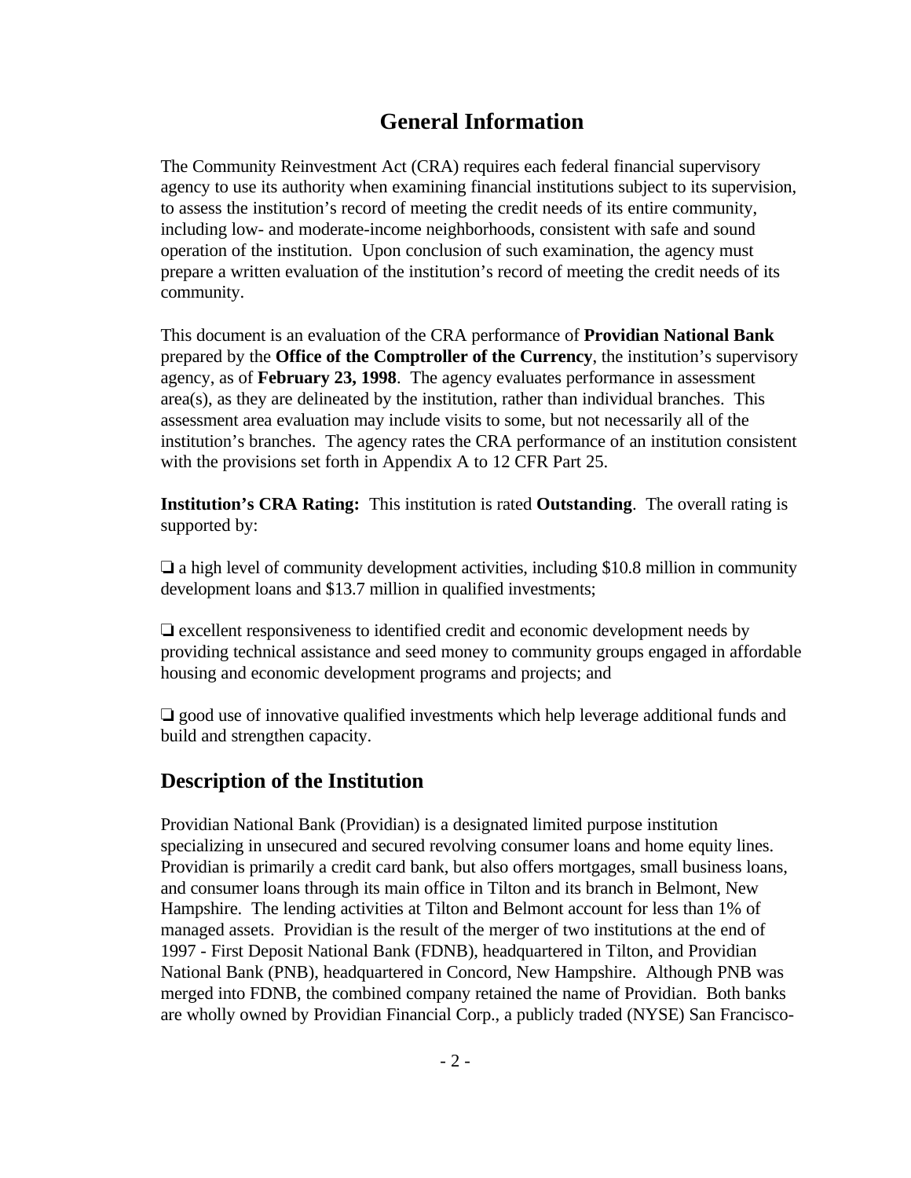# General Information

The Community Reinvestment Act (CRA) requires each federal financial supervisory agency to use its authority when examining financial institutions subject to its supervision, to assess the institution's record of meeting the credit needs of its entire community, including low- and moderate-income neighborhoods, consistent with safe and sound operation of the institution. Upon conclusion of such examination, the agency must prepare a written evaluation of the institution's record of meeting the credit needs of its community.

This document is an evaluation of the CRA performance of **Providian National Bank** prepared by the **Office of the Comptroller of the Currency**, the institution's supervisory agency, as of **February 23, 1998**. The agency evaluates performance in assessment area(s), as they are delineated by the institution, rather than individual branches. This assessment area evaluation may include visits to some, but not necessarily all of the institution's branches. The agency rates the CRA performance of an institution consistent with the provisions set forth in Appendix A to 12 CFR Part 25.

**Institution's CRA Rating:** This institution is rated **Outstanding**. The overall rating is supported by:

❑ a high level of community development activities, including $10.8 million in community development loans and $13.7 million in qualified investments;

❑ excellent responsiveness to identified credit and economic development needs by providing technical assistance and seed money to community groups engaged in affordable housing and economic development programs and projects; and

❑ good use of innovative qualified investments which help leverage additional funds and build and strengthen capacity.

## Description of the Institution

Providian National Bank (Providian) is a designated limited purpose institution specializing in unsecured and secured revolving consumer loans and home equity lines. Providian is primarily a credit card bank, but also offers mortgages, small business loans, and consumer loans through its main office in Tilton and its branch in Belmont, New Hampshire. The lending activities at Tilton and Belmont account for less than 1% of managed assets. Providian is the result of the merger of two institutions at the end of 1997 - First Deposit National Bank (FDNB), headquartered in Tilton, and Providian National Bank (PNB), headquartered in Concord, New Hampshire. Although PNB was merged into FDNB, the combined company retained the name of Providian. Both banks are wholly owned by Providian Financial Corp., a publicly traded (NYSE) San Francisco-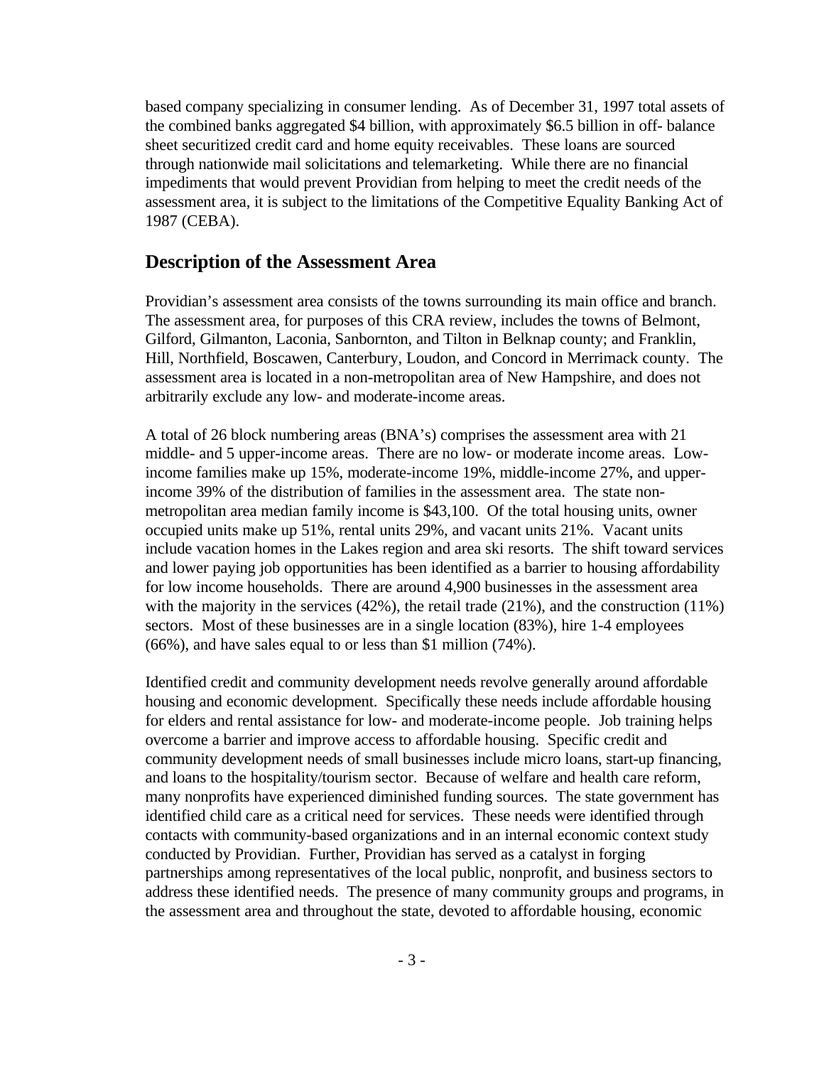based company specializing in consumer lending. As of December 31, 1997 total assets of the combined banks aggregated $4 billion, with approximately $6.5 billion in off- balance sheet securitized credit card and home equity receivables. These loans are sourced through nationwide mail solicitations and telemarketing. While there are no financial impediments that would prevent Providian from helping to meet the credit needs of the assessment area, it is subject to the limitations of the Competitive Equality Banking Act of 1987 (CEBA).

## Description of the Assessment Area

Providian's assessment area consists of the towns surrounding its main office and branch. The assessment area, for purposes of this CRA review, includes the towns of Belmont, Gilford, Gilmanton, Laconia, Sanbornton, and Tilton in Belknap county; and Franklin, Hill, Northfield, Boscawen, Canterbury, Loudon, and Concord in Merrimack county. The assessment area is located in a non-metropolitan area of New Hampshire, and does not arbitrarily exclude any low- and moderate-income areas.

A total of 26 block numbering areas (BNA's) comprises the assessment area with 21 middle- and 5 upper-income areas. There are no low- or moderate income areas. Low-income families make up 15%, moderate-income 19%, middle-income 27%, and upper-income 39% of the distribution of families in the assessment area. The state non-metropolitan area median family income is $43,100. Of the total housing units, owner occupied units make up 51%, rental units 29%, and vacant units 21%. Vacant units include vacation homes in the Lakes region and area ski resorts. The shift toward services and lower paying job opportunities has been identified as a barrier to housing affordability for low income households. There are around 4,900 businesses in the assessment area with the majority in the services (42%), the retail trade (21%), and the construction (11%) sectors. Most of these businesses are in a single location (83%), hire 1-4 employees (66%), and have sales equal to or less than $1 million (74%).

Identified credit and community development needs revolve generally around affordable housing and economic development. Specifically these needs include affordable housing for elders and rental assistance for low- and moderate-income people. Job training helps overcome a barrier and improve access to affordable housing. Specific credit and community development needs of small businesses include micro loans, start-up financing, and loans to the hospitality/tourism sector. Because of welfare and health care reform, many nonprofits have experienced diminished funding sources. The state government has identified child care as a critical need for services. These needs were identified through contacts with community-based organizations and in an internal economic context study conducted by Providian. Further, Providian has served as a catalyst in forging partnerships among representatives of the local public, nonprofit, and business sectors to address these identified needs. The presence of many community groups and programs, in the assessment area and throughout the state, devoted to affordable housing, economic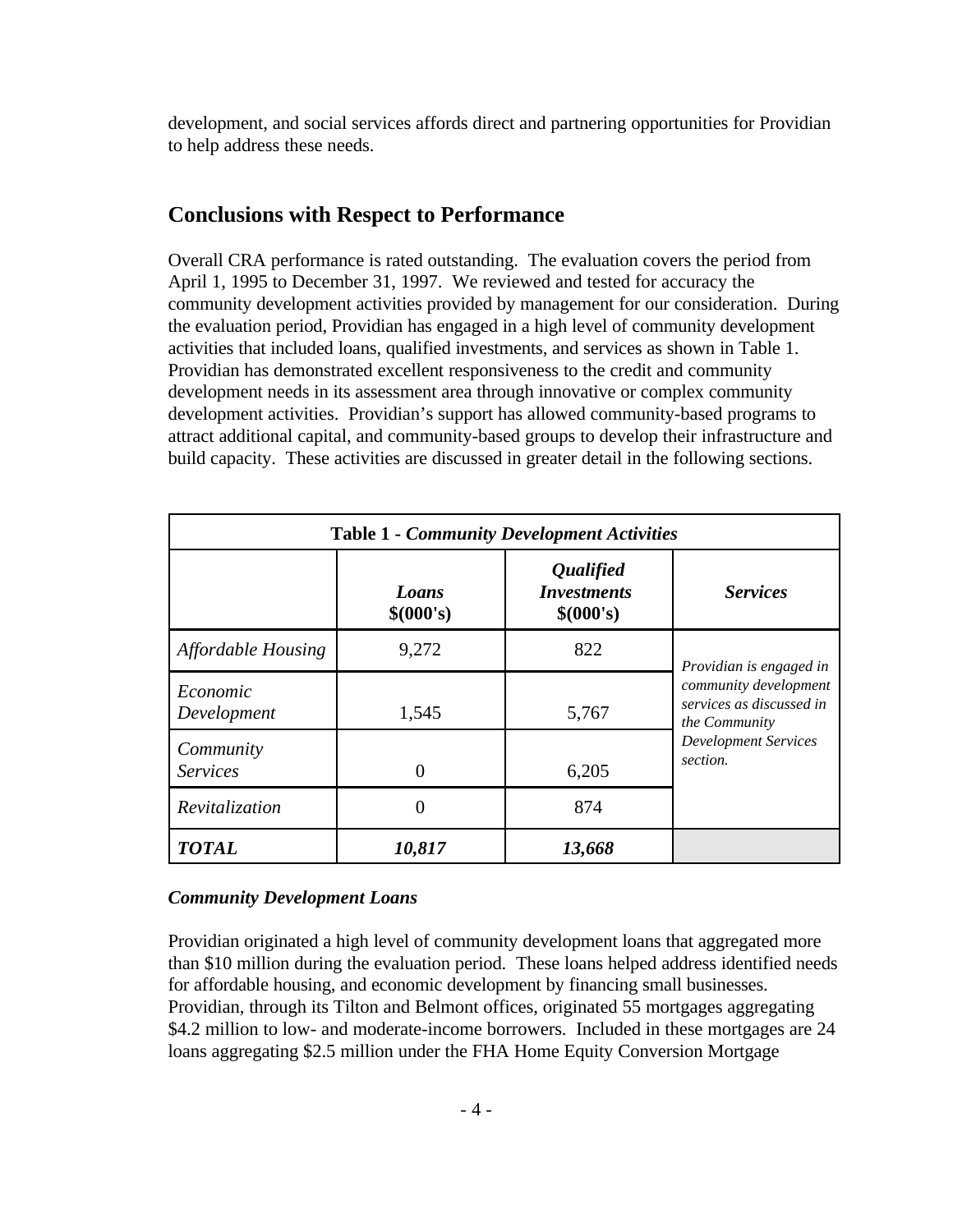development, and social services affords direct and partnering opportunities for Providian to help address these needs.

## Conclusions with Respect to Performance

Overall CRA performance is rated outstanding. The evaluation covers the period from April 1, 1995 to December 31, 1997. We reviewed and tested for accuracy the community development activities provided by management for our consideration. During the evaluation period, Providian has engaged in a high level of community development activities that included loans, qualified investments, and services as shown in Table 1. Providian has demonstrated excellent responsiveness to the credit and community development needs in its assessment area through innovative or complex community development activities. Providian's support has allowed community-based programs to attract additional capital, and community-based groups to develop their infrastructure and build capacity. These activities are discussed in greater detail in the following sections.

**Table 1 - *Community Development Activities***

| | ***Loans* \$(000's)** | ***Qualified Investments* \$(000's)** | ***Services*** |
|---|---|---|---|
| *Affordable Housing* | 9,272 | 822 | *Providian is engaged in community development services as discussed in the Community Development Services section.* |
| *Economic Development* | 1,545 | 5,767 | |
| *Community Services* | 0 | 6,205 | |
| *Revitalization* | 0 | 874 | |
| ***TOTAL*** | ***10,817*** | ***13,668*** | |

### *Community Development Loans*

Providian originated a high level of community development loans that aggregated more than \$10 million during the evaluation period. These loans helped address identified needs for affordable housing, and economic development by financing small businesses. Providian, through its Tilton and Belmont offices, originated 55 mortgages aggregating \$4.2 million to low- and moderate-income borrowers. Included in these mortgages are 24 loans aggregating \$2.5 million under the FHA Home Equity Conversion Mortgage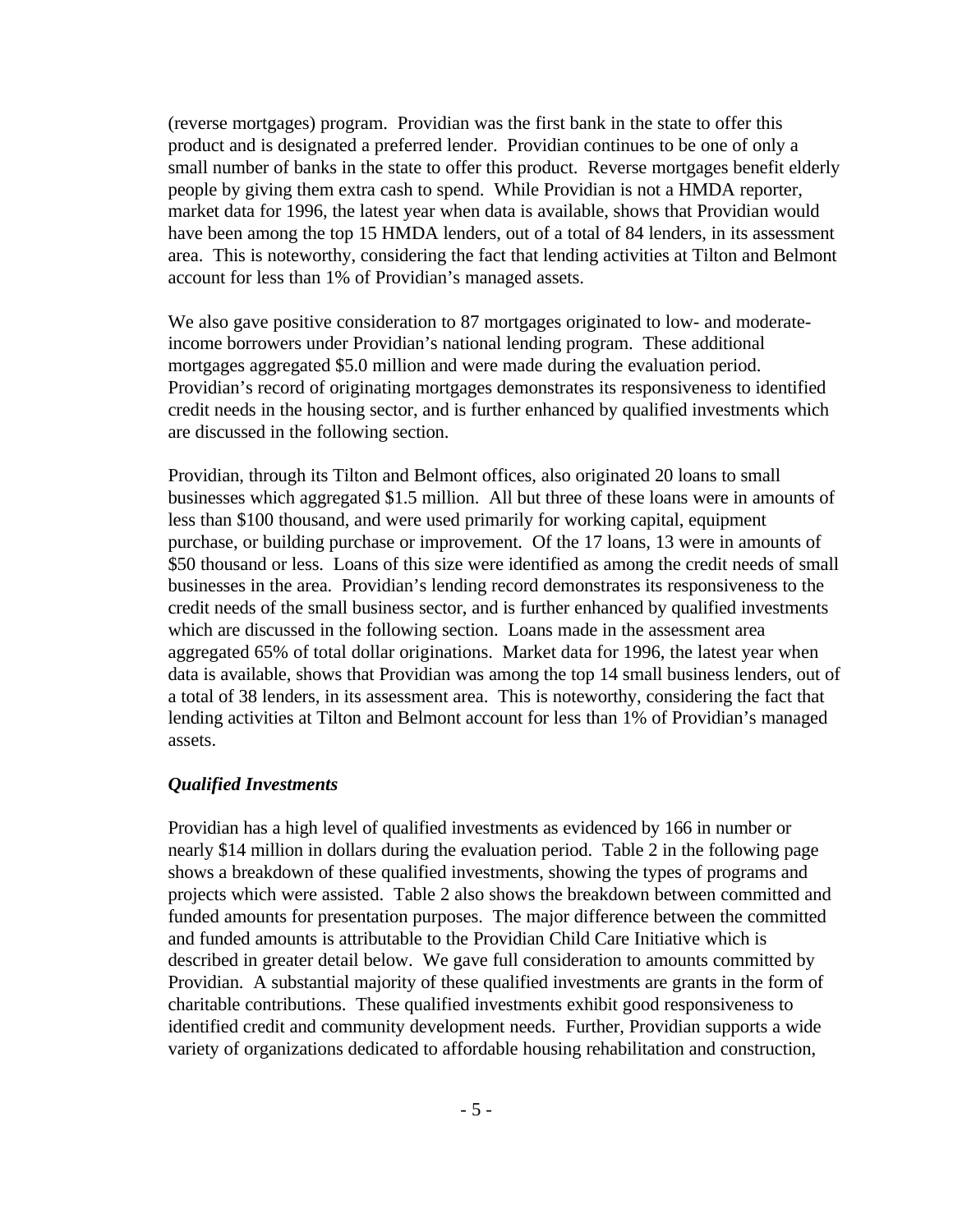(reverse mortgages) program. Providian was the first bank in the state to offer this product and is designated a preferred lender. Providian continues to be one of only a small number of banks in the state to offer this product. Reverse mortgages benefit elderly people by giving them extra cash to spend. While Providian is not a HMDA reporter, market data for 1996, the latest year when data is available, shows that Providian would have been among the top 15 HMDA lenders, out of a total of 84 lenders, in its assessment area. This is noteworthy, considering the fact that lending activities at Tilton and Belmont account for less than 1% of Providian's managed assets.

We also gave positive consideration to 87 mortgages originated to low- and moderate-income borrowers under Providian's national lending program. These additional mortgages aggregated \$5.0 million and were made during the evaluation period. Providian's record of originating mortgages demonstrates its responsiveness to identified credit needs in the housing sector, and is further enhanced by qualified investments which are discussed in the following section.

Providian, through its Tilton and Belmont offices, also originated 20 loans to small businesses which aggregated \$1.5 million. All but three of these loans were in amounts of less than \$100 thousand, and were used primarily for working capital, equipment purchase, or building purchase or improvement. Of the 17 loans, 13 were in amounts of \$50 thousand or less. Loans of this size were identified as among the credit needs of small businesses in the area. Providian's lending record demonstrates its responsiveness to the credit needs of the small business sector, and is further enhanced by qualified investments which are discussed in the following section. Loans made in the assessment area aggregated 65% of total dollar originations. Market data for 1996, the latest year when data is available, shows that Providian was among the top 14 small business lenders, out of a total of 38 lenders, in its assessment area. This is noteworthy, considering the fact that lending activities at Tilton and Belmont account for less than 1% of Providian's managed assets.

***Qualified Investments***

Providian has a high level of qualified investments as evidenced by 166 in number or nearly \$14 million in dollars during the evaluation period. Table 2 in the following page shows a breakdown of these qualified investments, showing the types of programs and projects which were assisted. Table 2 also shows the breakdown between committed and funded amounts for presentation purposes. The major difference between the committed and funded amounts is attributable to the Providian Child Care Initiative which is described in greater detail below. We gave full consideration to amounts committed by Providian. A substantial majority of these qualified investments are grants in the form of charitable contributions. These qualified investments exhibit good responsiveness to identified credit and community development needs. Further, Providian supports a wide variety of organizations dedicated to affordable housing rehabilitation and construction,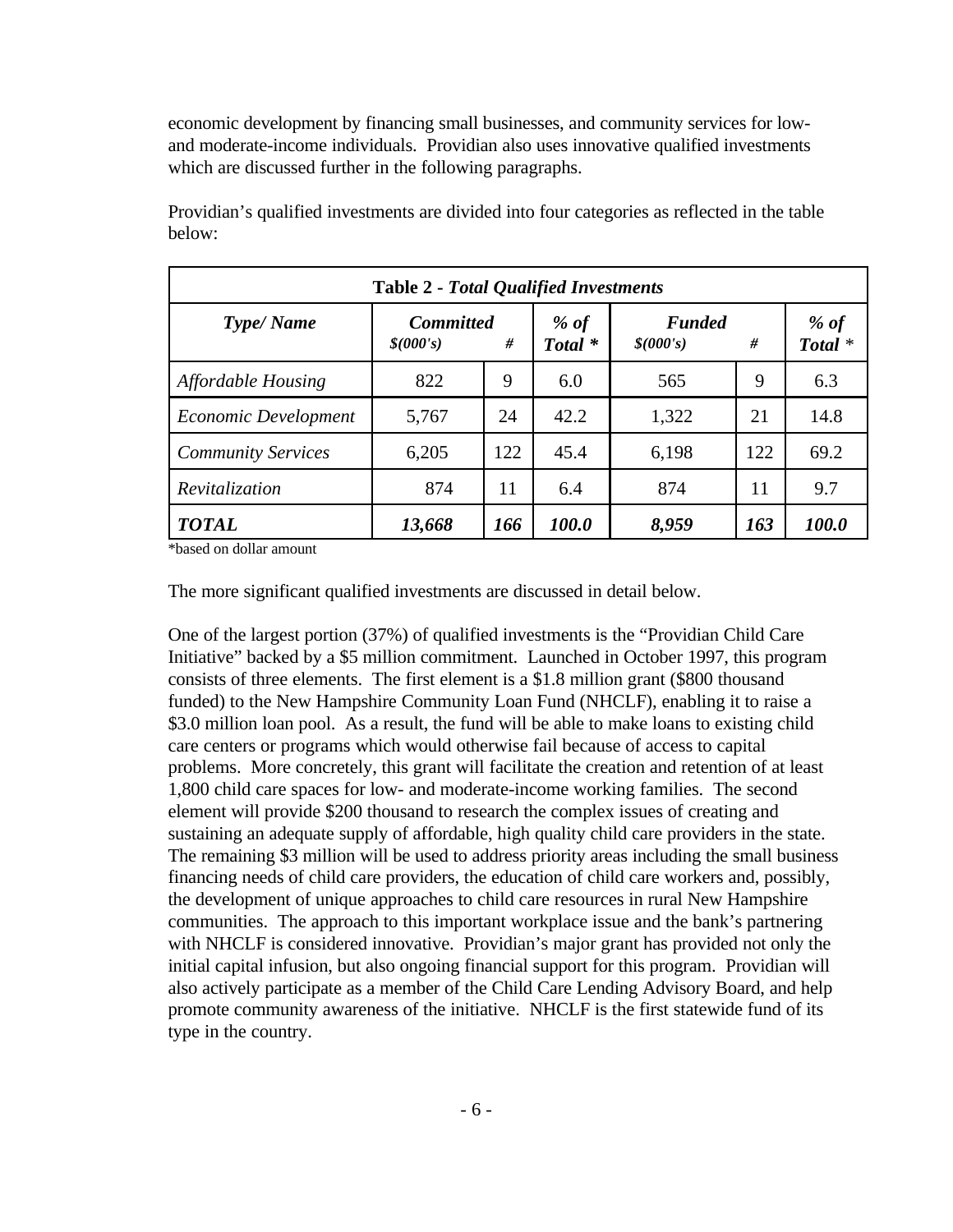economic development by financing small businesses, and community services for low- and moderate-income individuals. Providian also uses innovative qualified investments which are discussed further in the following paragraphs.

Providian's qualified investments are divided into four categories as reflected in the table below:

| **Table 2 - *Total Qualified Investments*** | | | | | | |
|---|---|---|---|---|---|---|
| ***Type/ Name*** | ***Committed*** | | ***% of Total \**** | ***Funded*** | | ***% of Total \**** |
| | ***$(000's)*** | ***#*** | | ***$(000's)*** | ***#*** | |
| *Affordable Housing* | 822 | 9 | 6.0 | 565 | 9 | 6.3 |
| *Economic Development* | 5,767 | 24 | 42.2 | 1,322 | 21 | 14.8 |
| *Community Services* | 6,205 | 122 | 45.4 | 6,198 | 122 | 69.2 |
| *Revitalization* | 874 | 11 | 6.4 | 874 | 11 | 9.7 |
| ***TOTAL*** | ***13,668*** | ***166*** | ***100.0*** | ***8,959*** | ***163*** | ***100.0*** |

*based on dollar amount

The more significant qualified investments are discussed in detail below.

One of the largest portion (37%) of qualified investments is the "Providian Child Care Initiative" backed by a $5 million commitment. Launched in October 1997, this program consists of three elements. The first element is a $1.8 million grant ($800 thousand funded) to the New Hampshire Community Loan Fund (NHCLF), enabling it to raise a $3.0 million loan pool. As a result, the fund will be able to make loans to existing child care centers or programs which would otherwise fail because of access to capital problems. More concretely, this grant will facilitate the creation and retention of at least 1,800 child care spaces for low- and moderate-income working families. The second element will provide $200 thousand to research the complex issues of creating and sustaining an adequate supply of affordable, high quality child care providers in the state. The remaining $3 million will be used to address priority areas including the small business financing needs of child care providers, the education of child care workers and, possibly, the development of unique approaches to child care resources in rural New Hampshire communities. The approach to this important workplace issue and the bank's partnering with NHCLF is considered innovative. Providian's major grant has provided not only the initial capital infusion, but also ongoing financial support for this program. Providian will also actively participate as a member of the Child Care Lending Advisory Board, and help promote community awareness of the initiative. NHCLF is the first statewide fund of its type in the country.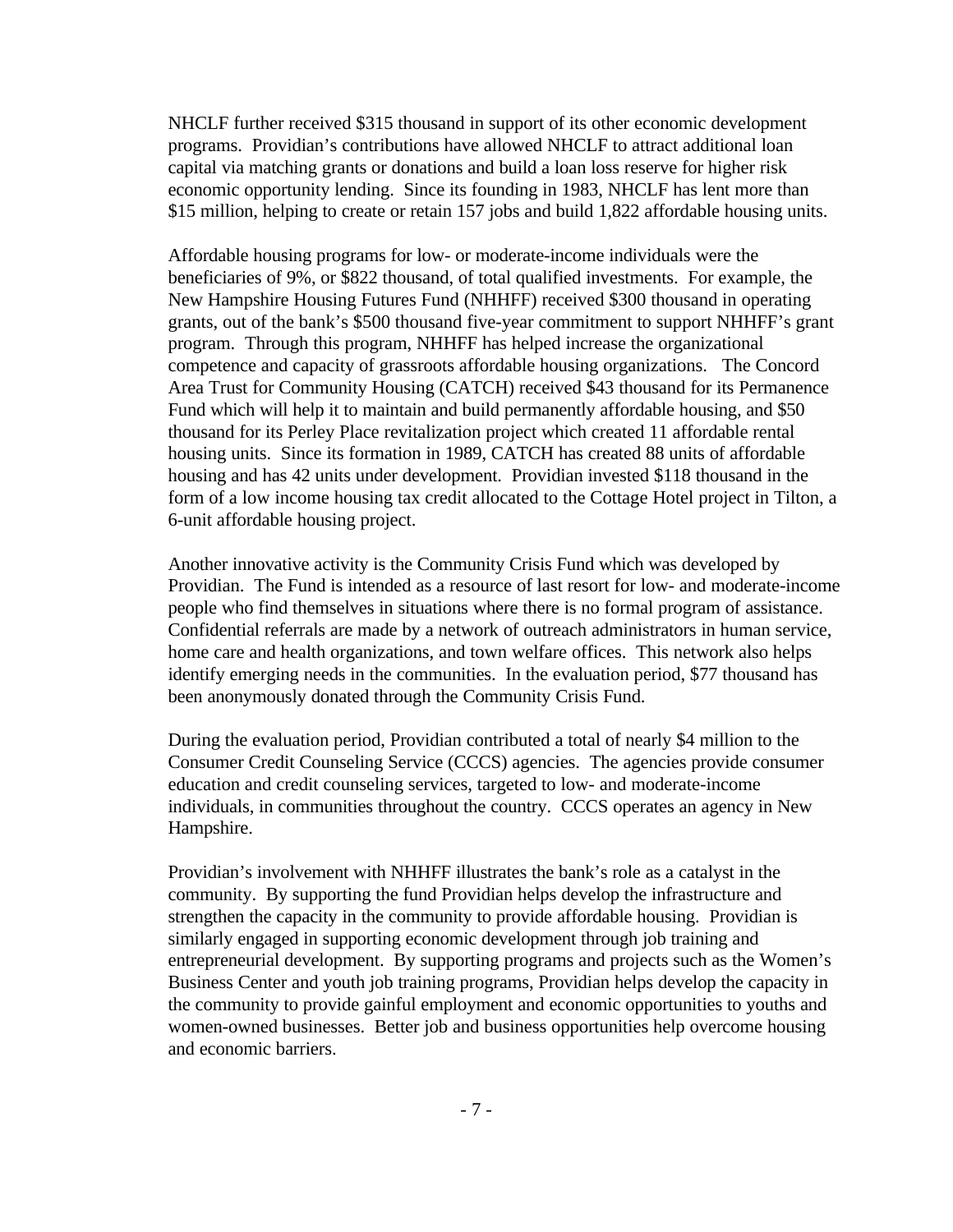NHCLF further received $315 thousand in support of its other economic development programs. Providian's contributions have allowed NHCLF to attract additional loan capital via matching grants or donations and build a loan loss reserve for higher risk economic opportunity lending. Since its founding in 1983, NHCLF has lent more than $15 million, helping to create or retain 157 jobs and build 1,822 affordable housing units.

Affordable housing programs for low- or moderate-income individuals were the beneficiaries of 9%, or $822 thousand, of total qualified investments. For example, the New Hampshire Housing Futures Fund (NHHFF) received $300 thousand in operating grants, out of the bank's $500 thousand five-year commitment to support NHHFF's grant program. Through this program, NHHFF has helped increase the organizational competence and capacity of grassroots affordable housing organizations. The Concord Area Trust for Community Housing (CATCH) received $43 thousand for its Permanence Fund which will help it to maintain and build permanently affordable housing, and $50 thousand for its Perley Place revitalization project which created 11 affordable rental housing units. Since its formation in 1989, CATCH has created 88 units of affordable housing and has 42 units under development. Providian invested $118 thousand in the form of a low income housing tax credit allocated to the Cottage Hotel project in Tilton, a 6-unit affordable housing project.

Another innovative activity is the Community Crisis Fund which was developed by Providian. The Fund is intended as a resource of last resort for low- and moderate-income people who find themselves in situations where there is no formal program of assistance. Confidential referrals are made by a network of outreach administrators in human service, home care and health organizations, and town welfare offices. This network also helps identify emerging needs in the communities. In the evaluation period, $77 thousand has been anonymously donated through the Community Crisis Fund.

During the evaluation period, Providian contributed a total of nearly $4 million to the Consumer Credit Counseling Service (CCCS) agencies. The agencies provide consumer education and credit counseling services, targeted to low- and moderate-income individuals, in communities throughout the country. CCCS operates an agency in New Hampshire.

Providian's involvement with NHHFF illustrates the bank's role as a catalyst in the community. By supporting the fund Providian helps develop the infrastructure and strengthen the capacity in the community to provide affordable housing. Providian is similarly engaged in supporting economic development through job training and entrepreneurial development. By supporting programs and projects such as the Women's Business Center and youth job training programs, Providian helps develop the capacity in the community to provide gainful employment and economic opportunities to youths and women-owned businesses. Better job and business opportunities help overcome housing and economic barriers.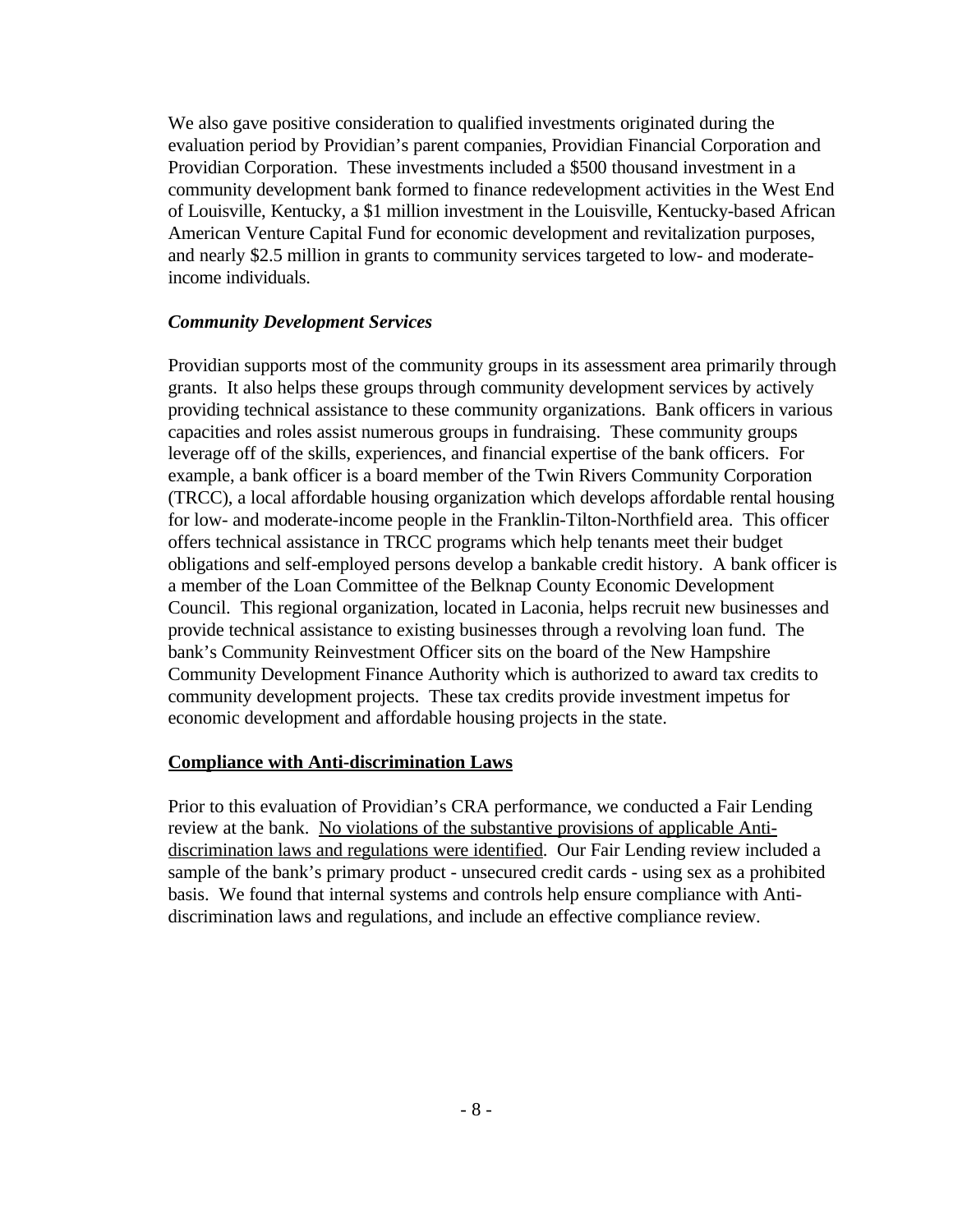We also gave positive consideration to qualified investments originated during the evaluation period by Providian's parent companies, Providian Financial Corporation and Providian Corporation. These investments included a $500 thousand investment in a community development bank formed to finance redevelopment activities in the West End of Louisville, Kentucky, a $1 million investment in the Louisville, Kentucky-based African American Venture Capital Fund for economic development and revitalization purposes, and nearly $2.5 million in grants to community services targeted to low- and moderate-income individuals.

***Community Development Services***

Providian supports most of the community groups in its assessment area primarily through grants. It also helps these groups through community development services by actively providing technical assistance to these community organizations. Bank officers in various capacities and roles assist numerous groups in fundraising. These community groups leverage off of the skills, experiences, and financial expertise of the bank officers. For example, a bank officer is a board member of the Twin Rivers Community Corporation (TRCC), a local affordable housing organization which develops affordable rental housing for low- and moderate-income people in the Franklin-Tilton-Northfield area. This officer offers technical assistance in TRCC programs which help tenants meet their budget obligations and self-employed persons develop a bankable credit history. A bank officer is a member of the Loan Committee of the Belknap County Economic Development Council. This regional organization, located in Laconia, helps recruit new businesses and provide technical assistance to existing businesses through a revolving loan fund. The bank's Community Reinvestment Officer sits on the board of the New Hampshire Community Development Finance Authority which is authorized to award tax credits to community development projects. These tax credits provide investment impetus for economic development and affordable housing projects in the state.

**Compliance with Anti-discrimination Laws**

Prior to this evaluation of Providian's CRA performance, we conducted a Fair Lending review at the bank. No violations of the substantive provisions of applicable Anti-discrimination laws and regulations were identified. Our Fair Lending review included a sample of the bank's primary product - unsecured credit cards - using sex as a prohibited basis. We found that internal systems and controls help ensure compliance with Anti-discrimination laws and regulations, and include an effective compliance review.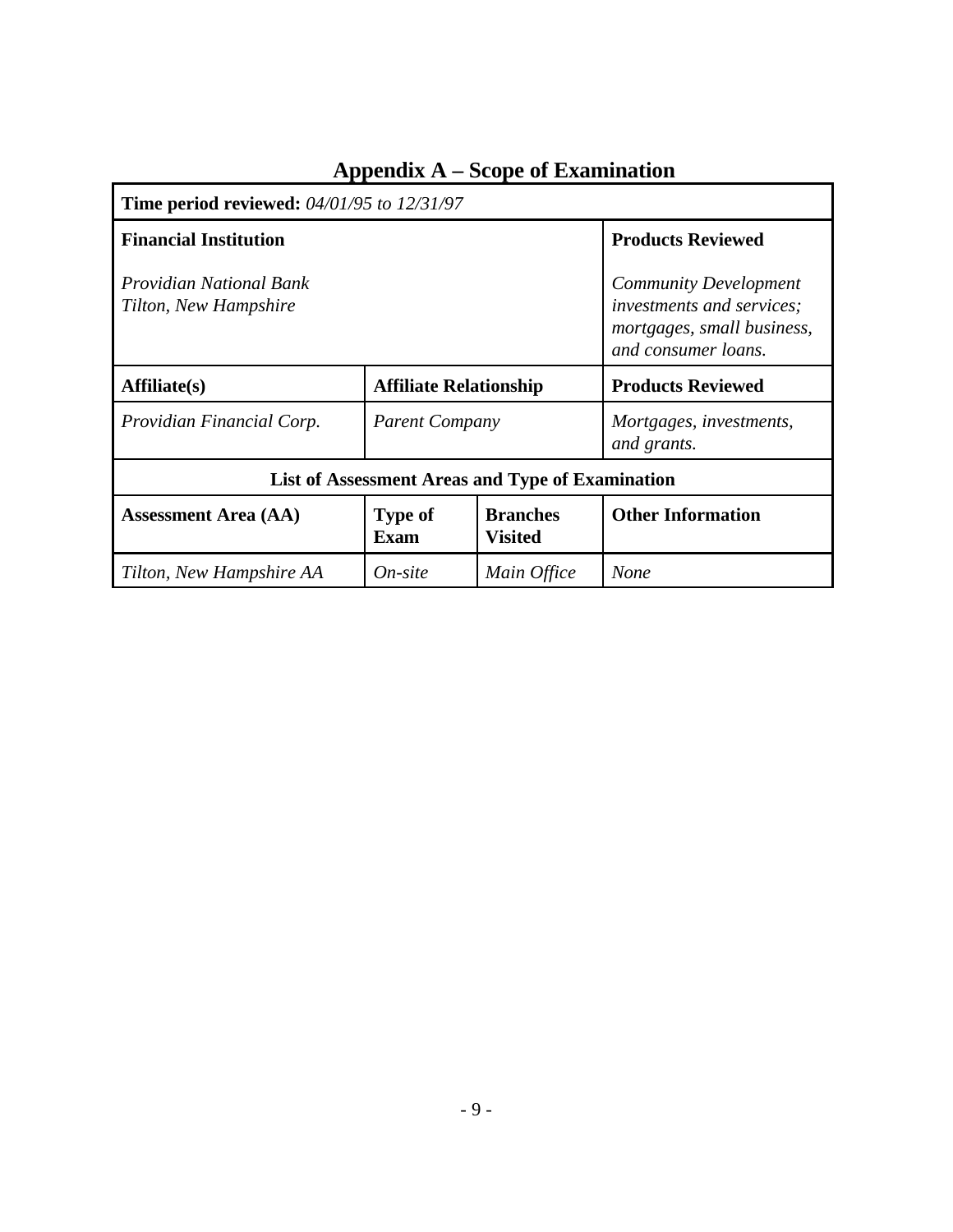# Appendix A – Scope of Examination

| **Time period reviewed:** *04/01/95 to 12/31/97* | | | |
|---|---|---|---|
| **Financial Institution** | | | **Products Reviewed** |
| *Providian National Bank*<br>*Tilton, New Hampshire* | | | *Community Development investments and services; mortgages, small business, and consumer loans.* |
| **Affiliate(s)** | **Affiliate Relationship** | | **Products Reviewed** |
| *Providian Financial Corp.* | *Parent Company* | | *Mortgages, investments, and grants.* |
| **List of Assessment Areas and Type of Examination** | | | |
| **Assessment Area (AA)** | **Type of Exam** | **Branches Visited** | **Other Information** |
| *Tilton, New Hampshire AA* | *On-site* | *Main Office* | *None* |